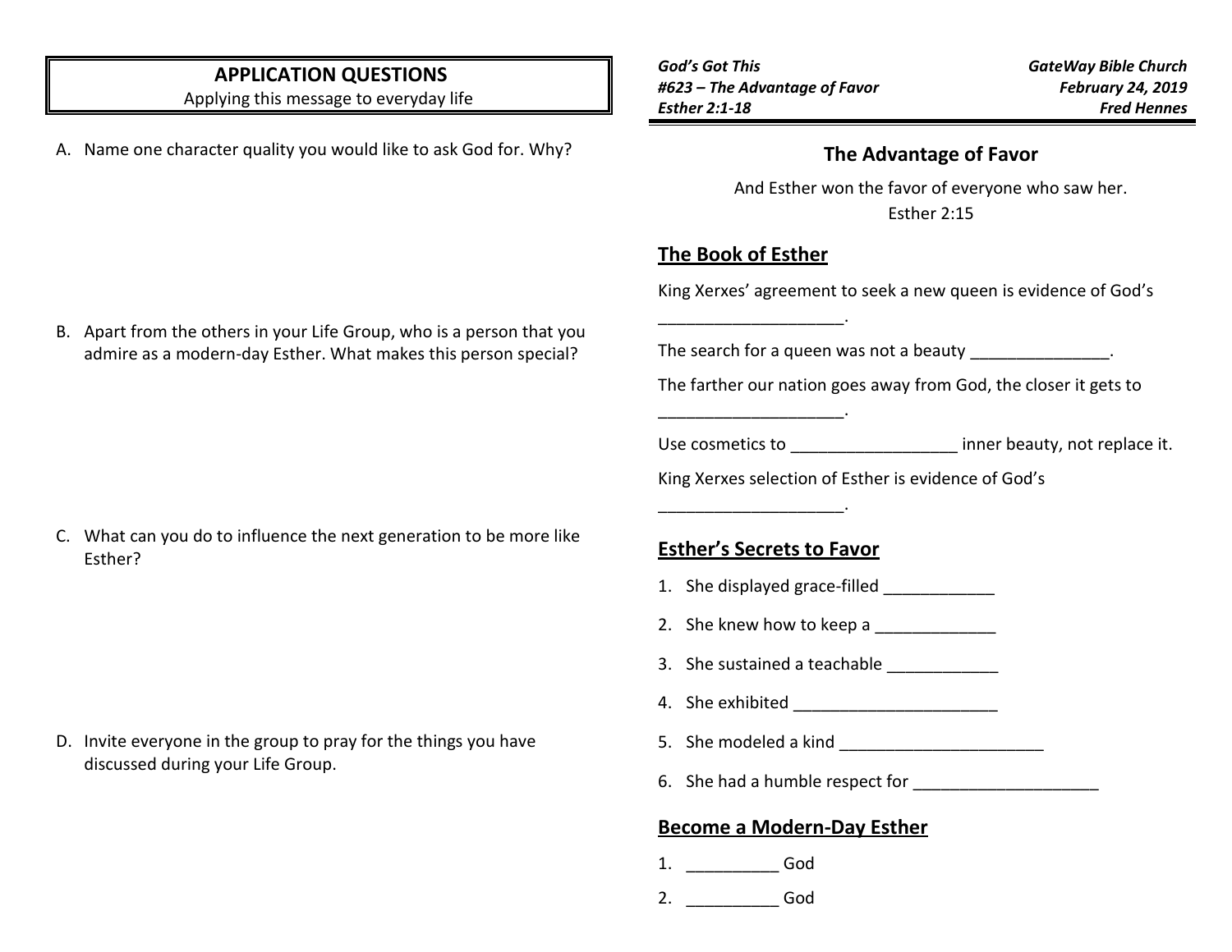## APPLICATION QUESTIONS

Applying this message to everyday life

A. Name one character quality you would like to ask God for. Why?

B. Apart from the others in your Life Group, who is a person that you admire as a modern-day Esther. What makes this person special?

C. What can you do to influence the next generation to be more like Esther?

D. Invite everyone in the group to pray for the things you have discussed during your Life Group.

*God's Got This*
*#623 – The Advantage of Favor*
*Esther 2:1-18*

***GateWay Bible Church***
***February 24, 2019***
***Fred Hennes***

# The Advantage of Favor

And Esther won the favor of everyone who saw her.
Esther 2:15

## The Book of Esther

King Xerxes' agreement to seek a new queen is evidence of God's ____________________.

The search for a queen was not a beauty _______________.

The farther our nation goes away from God, the closer it gets to ____________________.

Use cosmetics to __________________ inner beauty, not replace it.

King Xerxes selection of Esther is evidence of God's ____________________.

## Esther's Secrets to Favor

1. She displayed grace-filled ____________
2. She knew how to keep a _____________
3. She sustained a teachable ____________
4. She exhibited ______________________
5. She modeled a kind ______________________
6. She had a humble respect for ____________________

## Become a Modern-Day Esther

1. __________ God
2. __________ God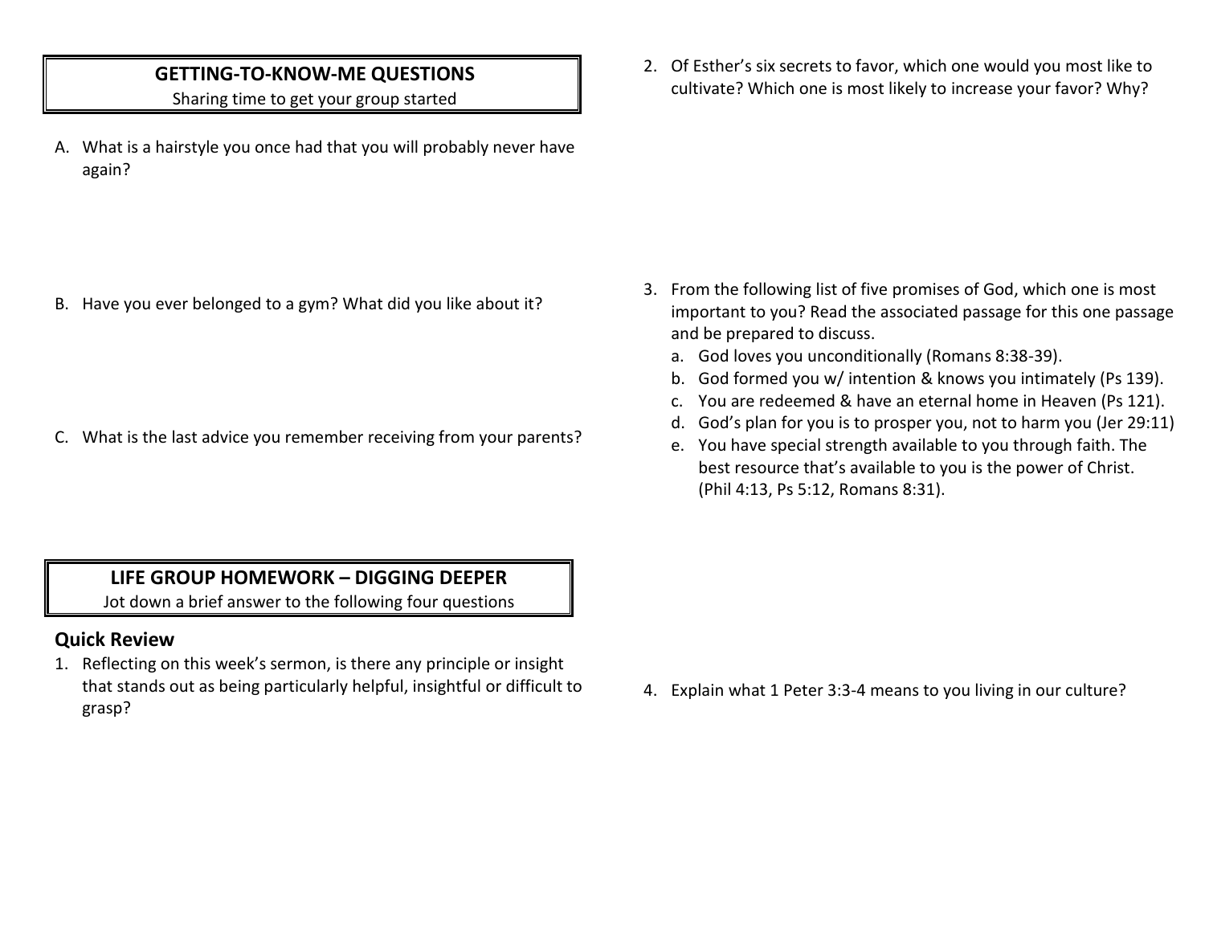## GETTING-TO-KNOW-ME QUESTIONS

Sharing time to get your group started

A. What is a hairstyle you once had that you will probably never have again?

B. Have you ever belonged to a gym? What did you like about it?

C. What is the last advice you remember receiving from your parents?

## LIFE GROUP HOMEWORK – DIGGING DEEPER

Jot down a brief answer to the following four questions

### Quick Review

1. Reflecting on this week's sermon, is there any principle or insight that stands out as being particularly helpful, insightful or difficult to grasp?

2. Of Esther's six secrets to favor, which one would you most like to cultivate? Which one is most likely to increase your favor? Why?

3. From the following list of five promises of God, which one is most important to you? Read the associated passage for this one passage and be prepared to discuss.
   a. God loves you unconditionally (Romans 8:38-39).
   b. God formed you w/ intention & knows you intimately (Ps 139).
   c. You are redeemed & have an eternal home in Heaven (Ps 121).
   d. God's plan for you is to prosper you, not to harm you (Jer 29:11)
   e. You have special strength available to you through faith. The best resource that's available to you is the power of Christ. (Phil 4:13, Ps 5:12, Romans 8:31).

4. Explain what 1 Peter 3:3-4 means to you living in our culture?